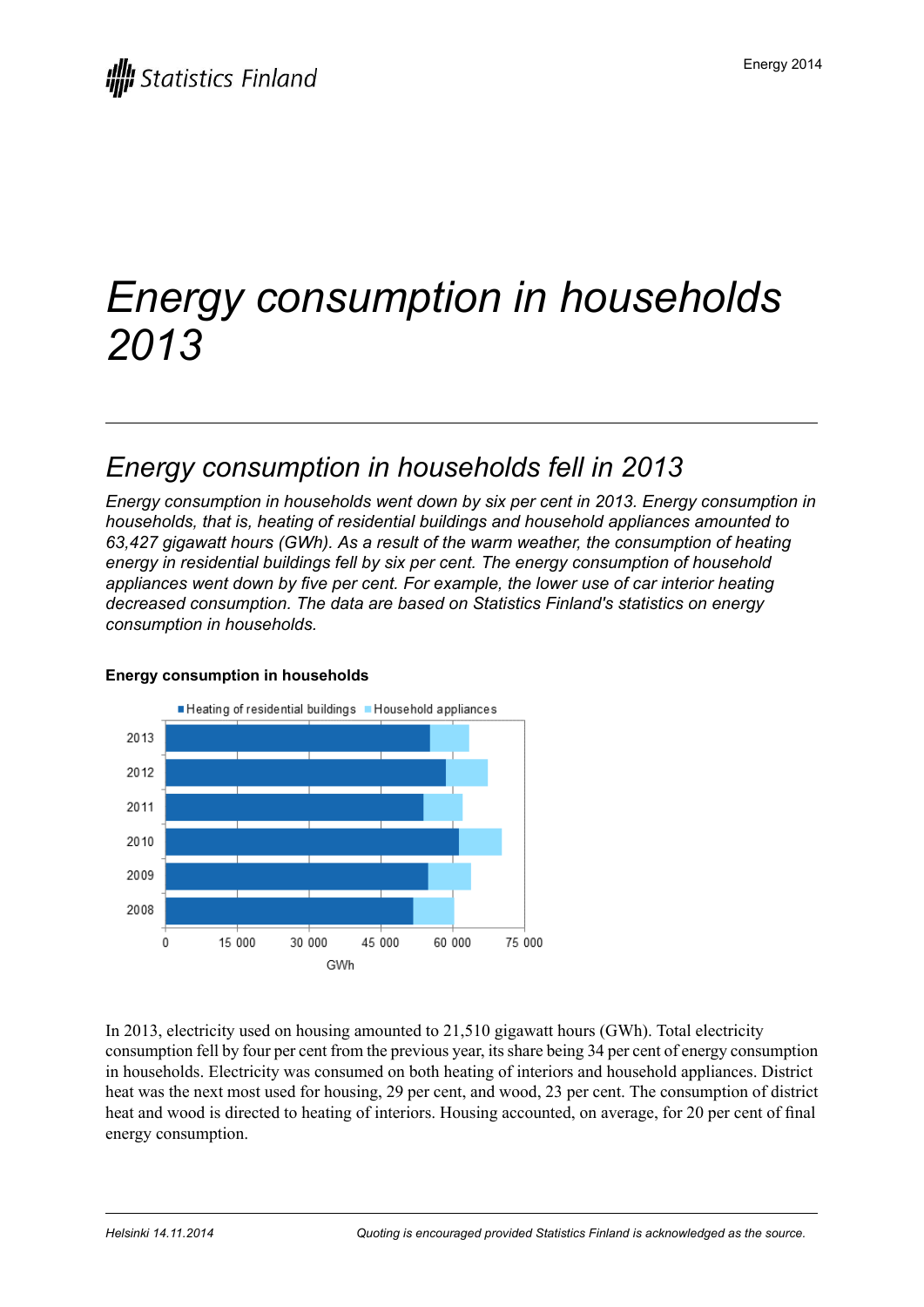Statistics Finland

Energy 2014

# Energy consumption in households 2013

## Energy consumption in households fell in 2013

*Energy consumption in households went down by six per cent in 2013. Energy consumption in households, that is, heating of residential buildings and household appliances amounted to 63,427 gigawatt hours (GWh). As a result of the warm weather, the consumption of heating energy in residential buildings fell by six per cent. The energy consumption of household appliances went down by five per cent. For example, the lower use of car interior heating decreased consumption. The data are based on Statistics Finland's statistics on energy consumption in households.*

**Energy consumption in households**

Heating of residential buildings
Household appliances

2013
2012
2011
2010
2009
2008

0
15 000
30 000
45 000
60 000
75 000

GWh

In 2013, electricity used on housing amounted to 21,510 gigawatt hours (GWh). Total electricity consumption fell by four per cent from the previous year, its share being 34 per cent of energy consumption in households. Electricity was consumed on both heating of interiors and household appliances. District heat was the next most used for housing, 29 per cent, and wood, 23 per cent. The consumption of district heat and wood is directed to heating of interiors. Housing accounted, on average, for 20 per cent of final energy consumption.

*Helsinki 14.11.2014*

*Quoting is encouraged provided Statistics Finland is acknowledged as the source.*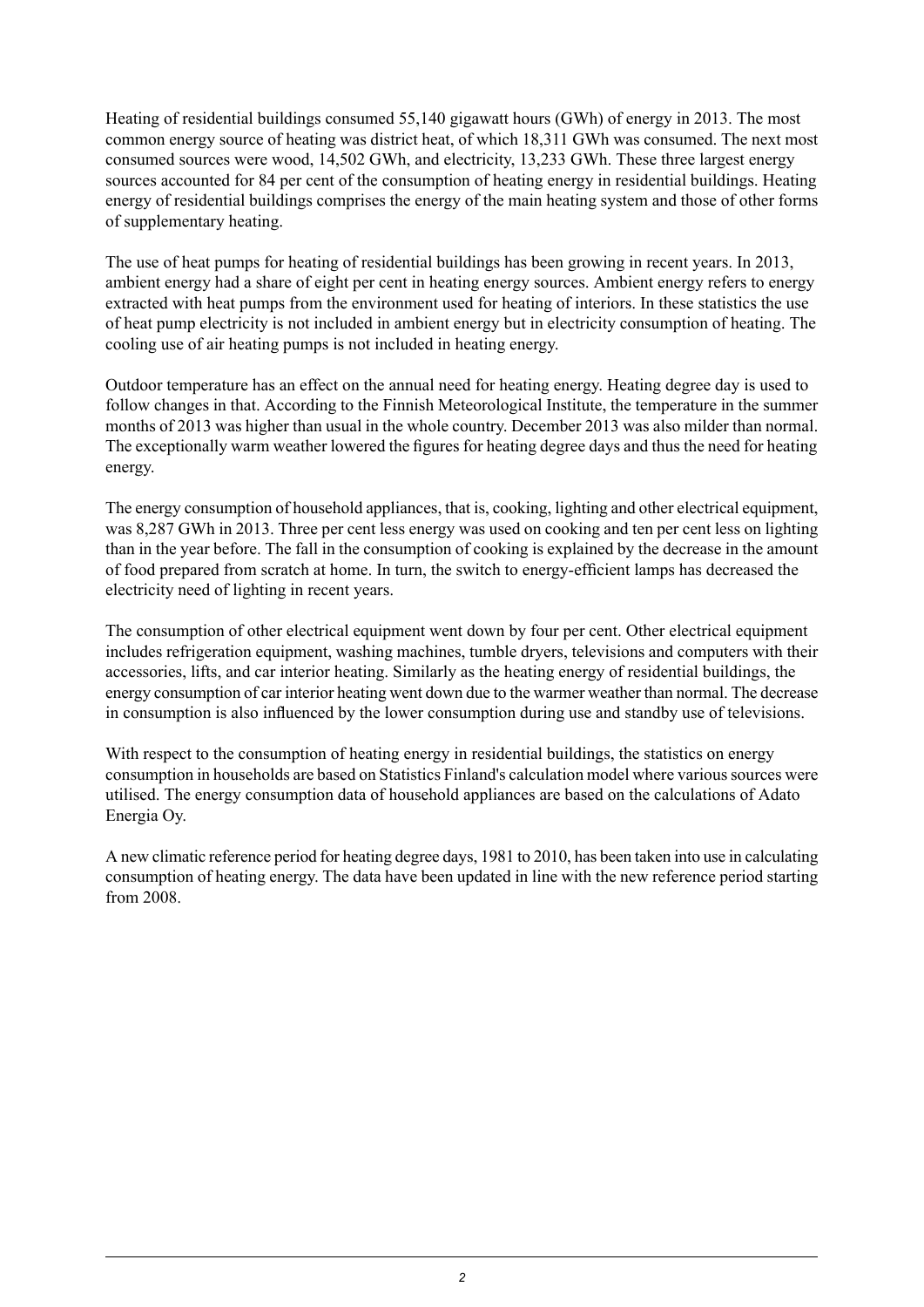Heating of residential buildings consumed 55,140 gigawatt hours (GWh) of energy in 2013. The most common energy source of heating was district heat, of which 18,311 GWh was consumed. The next most consumed sources were wood, 14,502 GWh, and electricity, 13,233 GWh. These three largest energy sources accounted for 84 per cent of the consumption of heating energy in residential buildings. Heating energy of residential buildings comprises the energy of the main heating system and those of other forms of supplementary heating.

The use of heat pumps for heating of residential buildings has been growing in recent years. In 2013, ambient energy had a share of eight per cent in heating energy sources. Ambient energy refers to energy extracted with heat pumps from the environment used for heating of interiors. In these statistics the use of heat pump electricity is not included in ambient energy but in electricity consumption of heating. The cooling use of air heating pumps is not included in heating energy.

Outdoor temperature has an effect on the annual need for heating energy. Heating degree day is used to follow changes in that. According to the Finnish Meteorological Institute, the temperature in the summer months of 2013 was higher than usual in the whole country. December 2013 was also milder than normal. The exceptionally warm weather lowered the figures for heating degree days and thus the need for heating energy.

The energy consumption of household appliances, that is, cooking, lighting and other electrical equipment, was 8,287 GWh in 2013. Three per cent less energy was used on cooking and ten per cent less on lighting than in the year before. The fall in the consumption of cooking is explained by the decrease in the amount of food prepared from scratch at home. In turn, the switch to energy-efficient lamps has decreased the electricity need of lighting in recent years.

The consumption of other electrical equipment went down by four per cent. Other electrical equipment includes refrigeration equipment, washing machines, tumble dryers, televisions and computers with their accessories, lifts, and car interior heating. Similarly as the heating energy of residential buildings, the energy consumption of car interior heating went down due to the warmer weather than normal. The decrease in consumption is also influenced by the lower consumption during use and standby use of televisions.

With respect to the consumption of heating energy in residential buildings, the statistics on energy consumption in households are based on Statistics Finland's calculation model where various sources were utilised. The energy consumption data of household appliances are based on the calculations of Adato Energia Oy.

A new climatic reference period for heating degree days, 1981 to 2010, has been taken into use in calculating consumption of heating energy. The data have been updated in line with the new reference period starting from 2008.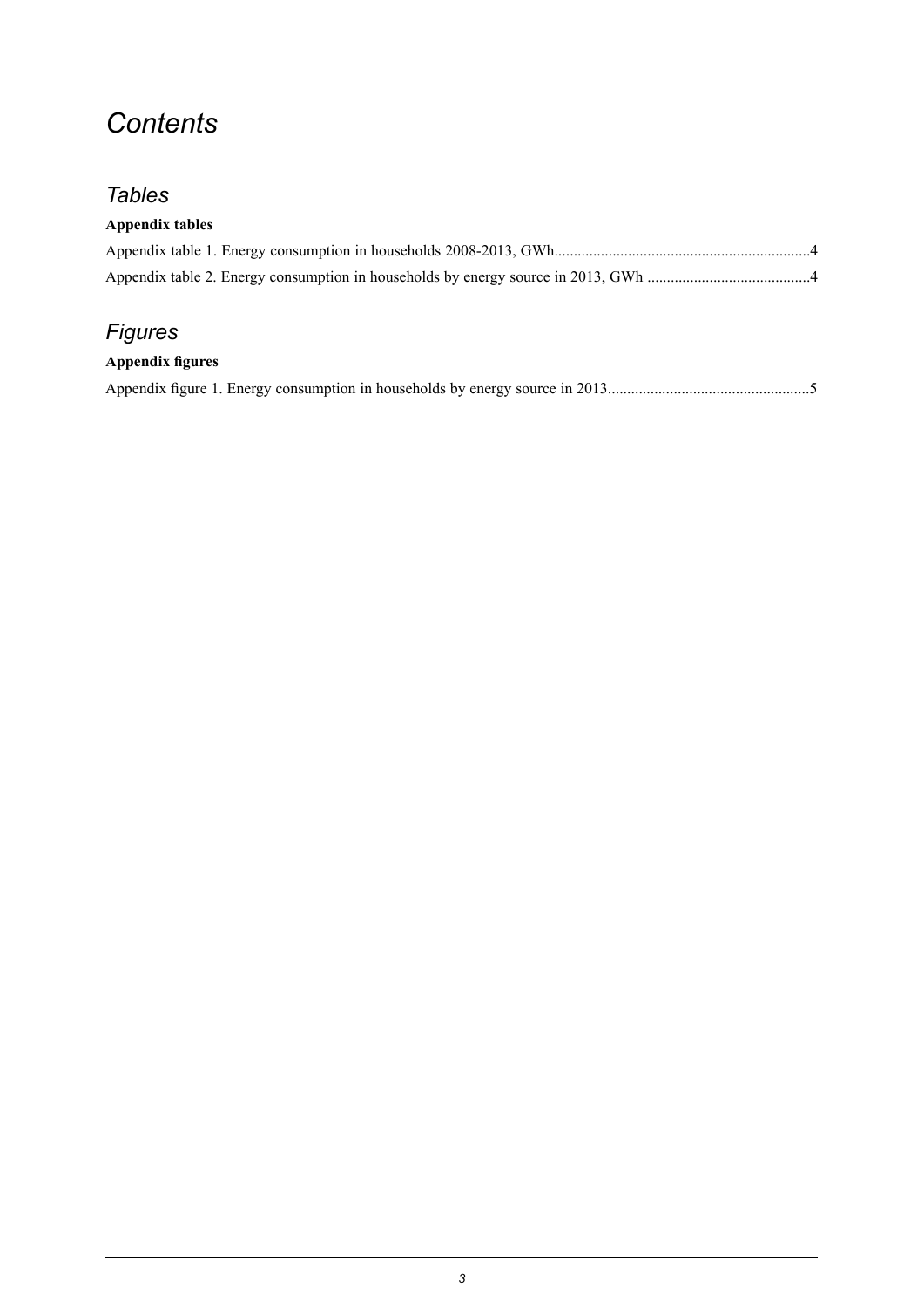# *Contents*

## *Tables*

**Appendix tables**

Appendix table 1. Energy consumption in households 2008-2013, GWh.................................................................4

Appendix table 2. Energy consumption in households by energy source in 2013, GWh ..........................................4

## *Figures*

**Appendix figures**

Appendix figure 1. Energy consumption in households by energy source in 2013...................................................5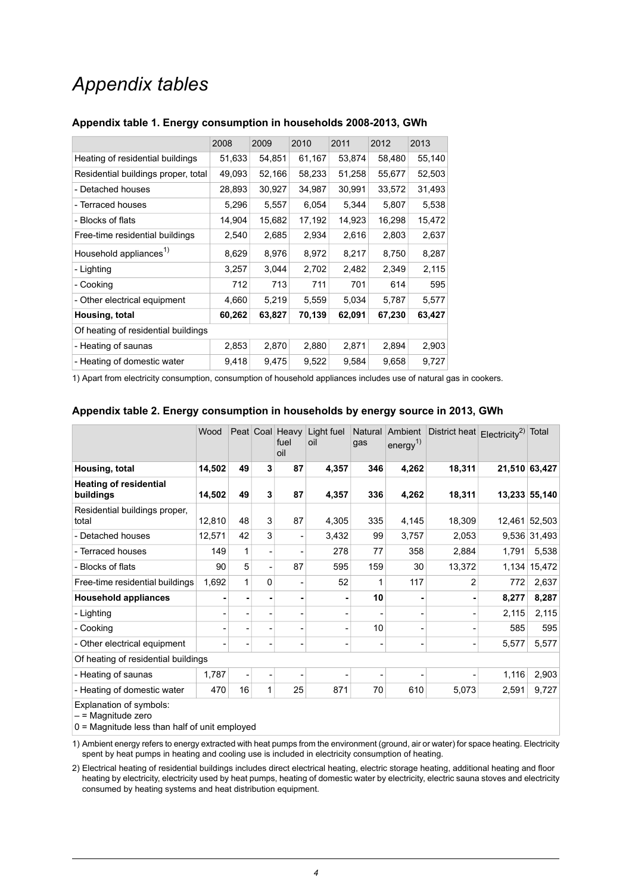# Appendix tables

### Appendix table 1. Energy consumption in households 2008-2013, GWh

| | 2008 | 2009 | 2010 | 2011 | 2012 | 2013 |
|---|---|---|---|---|---|---|
| Heating of residential buildings | 51,633 | 54,851 | 61,167 | 53,874 | 58,480 | 55,140 |
| Residential buildings proper, total | 49,093 | 52,166 | 58,233 | 51,258 | 55,677 | 52,503 |
| - Detached houses | 28,893 | 30,927 | 34,987 | 30,991 | 33,572 | 31,493 |
| - Terraced houses | 5,296 | 5,557 | 6,054 | 5,344 | 5,807 | 5,538 |
| - Blocks of flats | 14,904 | 15,682 | 17,192 | 14,923 | 16,298 | 15,472 |
| Free-time residential buildings | 2,540 | 2,685 | 2,934 | 2,616 | 2,803 | 2,637 |
| Household appliances[1)] | 8,629 | 8,976 | 8,972 | 8,217 | 8,750 | 8,287 |
| - Lighting | 3,257 | 3,044 | 2,702 | 2,482 | 2,349 | 2,115 |
| - Cooking | 712 | 713 | 711 | 701 | 614 | 595 |
| - Other electrical equipment | 4,660 | 5,219 | 5,559 | 5,034 | 5,787 | 5,577 |
| **Housing, total** | **60,262** | **63,827** | **70,139** | **62,091** | **67,230** | **63,427** |
| Of heating of residential buildings | | | | | | |
| - Heating of saunas | 2,853 | 2,870 | 2,880 | 2,871 | 2,894 | 2,903 |
| - Heating of domestic water | 9,418 | 9,475 | 9,522 | 9,584 | 9,658 | 9,727 |

1) Apart from electricity consumption, consumption of household appliances includes use of natural gas in cookers.

### Appendix table 2. Energy consumption in households by energy source in 2013, GWh

| | Wood | Peat | Coal | Heavy fuel oil | Light fuel oil | Natural gas | Ambient energy[1)] | District heat | Electricity[2)] | Total |
|---|---|---|---|---|---|---|---|---|---|---|
| **Housing, total** | **14,502** | **49** | **3** | **87** | **4,357** | **346** | **4,262** | **18,311** | **21,510** | **63,427** |
| **Heating of residential buildings** | **14,502** | **49** | **3** | **87** | **4,357** | **336** | **4,262** | **18,311** | **13,233** | **55,140** |
| Residential buildings proper, total | 12,810 | 48 | 3 | 87 | 4,305 | 335 | 4,145 | 18,309 | 12,461 | 52,503 |
| - Detached houses | 12,571 | 42 | 3 | - | 3,432 | 99 | 3,757 | 2,053 | 9,536 | 31,493 |
| - Terraced houses | 149 | 1 | - | - | 278 | 77 | 358 | 2,884 | 1,791 | 5,538 |
| - Blocks of flats | 90 | 5 | - | 87 | 595 | 159 | 30 | 13,372 | 1,134 | 15,472 |
| Free-time residential buildings | 1,692 | 1 | 0 | - | 52 | 1 | 117 | 2 | 772 | 2,637 |
| **Household appliances** | **-** | **-** | **-** | **-** | **-** | **10** | **-** | **-** | **8,277** | **8,287** |
| - Lighting | - | - | - | - | - | - | - | - | 2,115 | 2,115 |
| - Cooking | - | - | - | - | - | 10 | - | - | 585 | 595 |
| - Other electrical equipment | - | - | - | - | - | - | - | - | 5,577 | 5,577 |
| Of heating of residential buildings | | | | | | | | | | |
| - Heating of saunas | 1,787 | - | - | - | - | - | - | - | 1,116 | 2,903 |
| - Heating of domestic water | 470 | 16 | 1 | 25 | 871 | 70 | 610 | 5,073 | 2,591 | 9,727 |

Explanation of symbols:
– = Magnitude zero
0 = Magnitude less than half of unit employed

1) Ambient energy refers to energy extracted with heat pumps from the environment (ground, air or water) for space heating. Electricity spent by heat pumps in heating and cooling use is included in electricity consumption of heating.

2) Electrical heating of residential buildings includes direct electrical heating, electric storage heating, additional heating and floor heating by electricity, electricity used by heat pumps, heating of domestic water by electricity, electric sauna stoves and electricity consumed by heating systems and heat distribution equipment.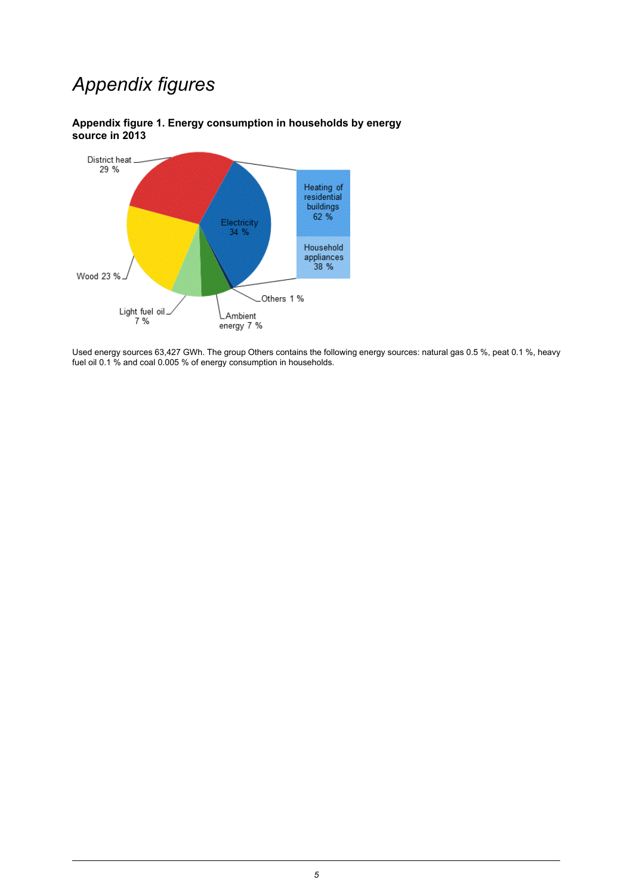# *Appendix figures*

**Appendix figure 1. Energy consumption in households by energy source in 2013**

District heat 29 %

Electricity 34 %

Heating of residential buildings 62 %

Household appliances 38 %

Wood 23 %

Others 1 %

Light fuel oil 7 %

Ambient energy 7 %

Used energy sources 63,427 GWh. The group Others contains the following energy sources: natural gas 0.5 %, peat 0.1 %, heavy fuel oil 0.1 % and coal 0.005 % of energy consumption in households.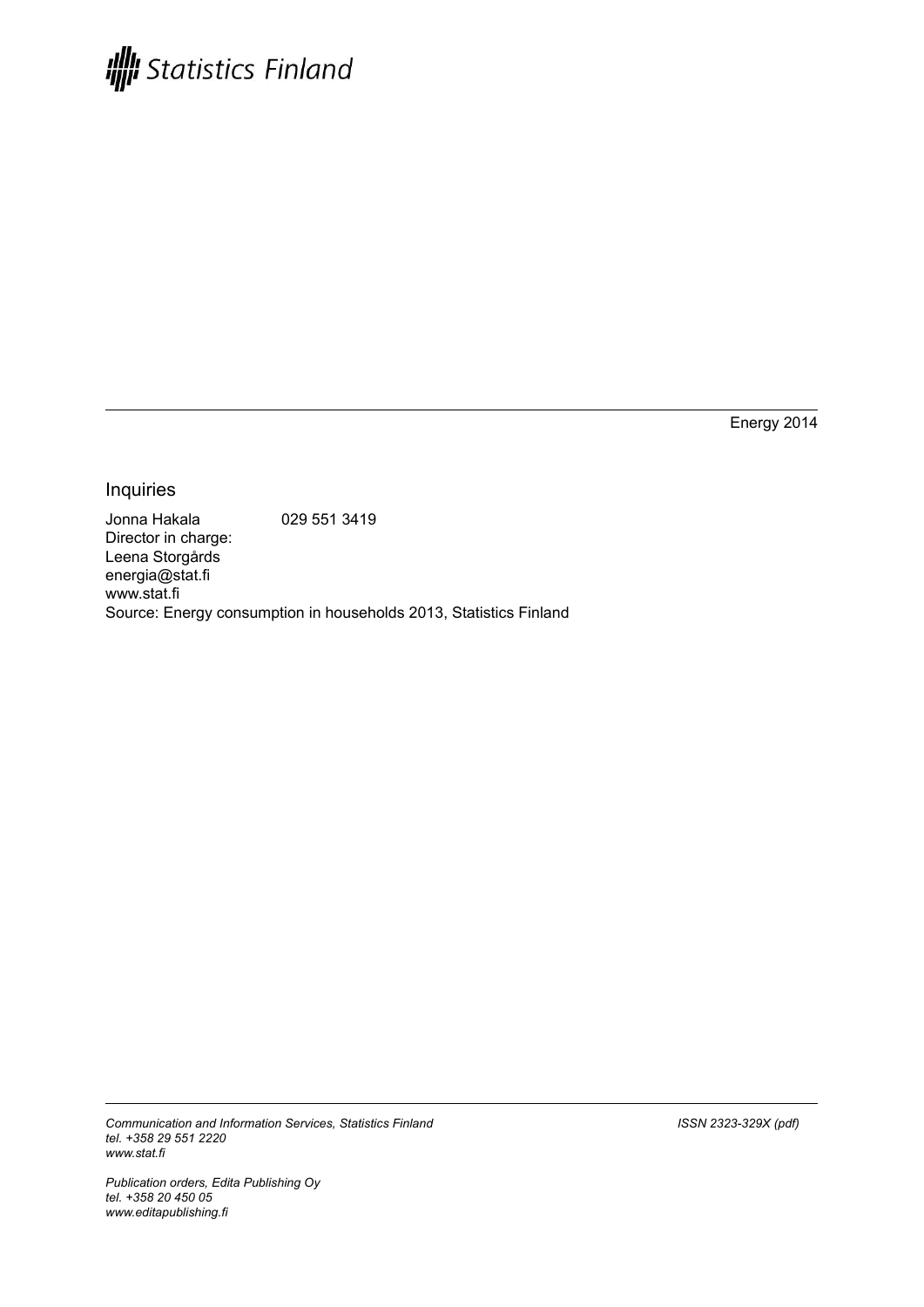Statistics Finland

Energy 2014

## Inquiries

Jonna Hakala 029 551 3419
Director in charge:
Leena Storgårds
energia@stat.fi
www.stat.fi
Source: Energy consumption in households 2013, Statistics Finland

*Communication and Information Services, Statistics Finland*
*tel. +358 29 551 2220*
*www.stat.fi*

*ISSN 2323-329X (pdf)*

*Publication orders, Edita Publishing Oy*
*tel. +358 20 450 05*
*www.editapublishing.fi*